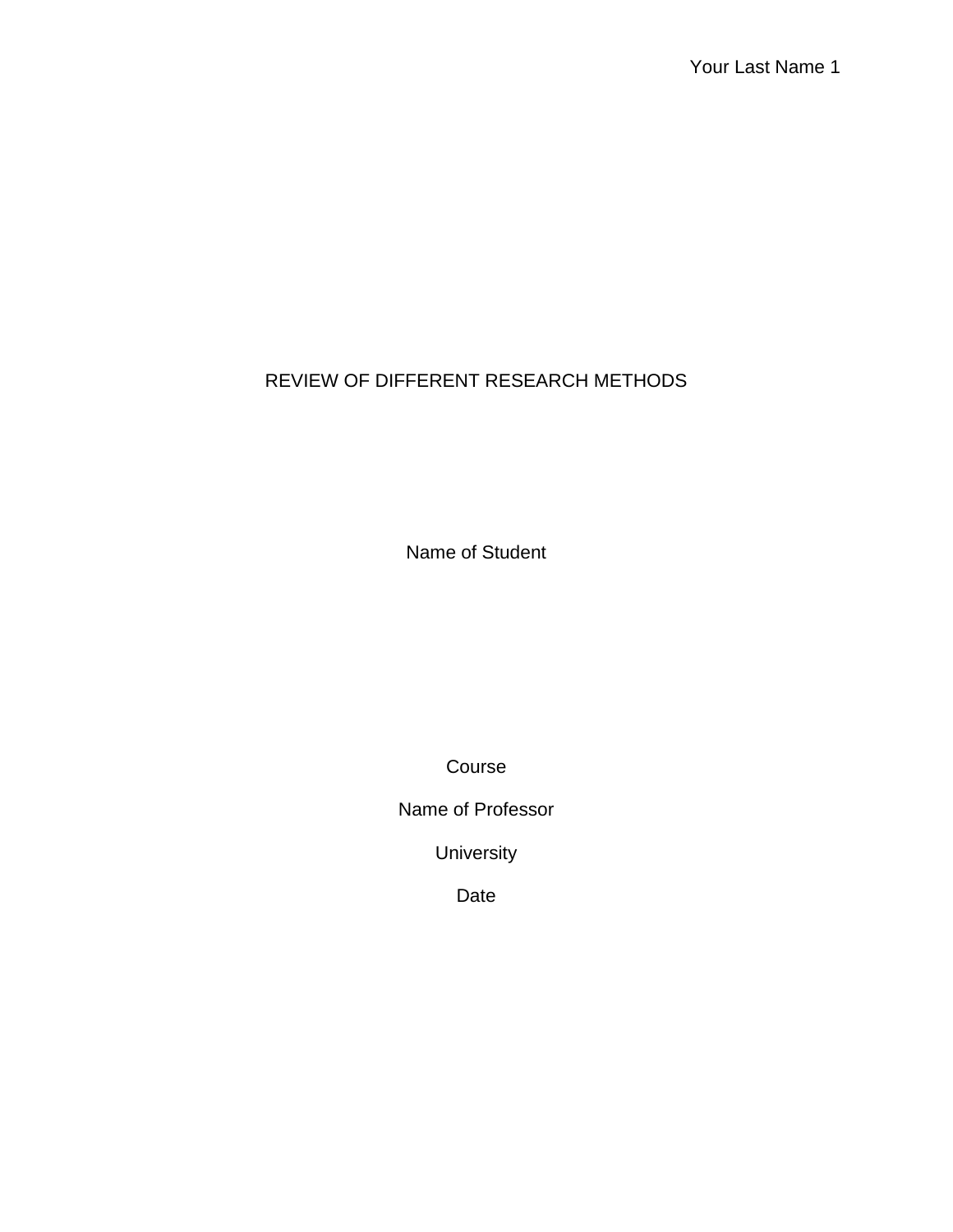# REVIEW OF DIFFERENT RESEARCH METHODS

Name of Student

Course

Name of Professor

University

Date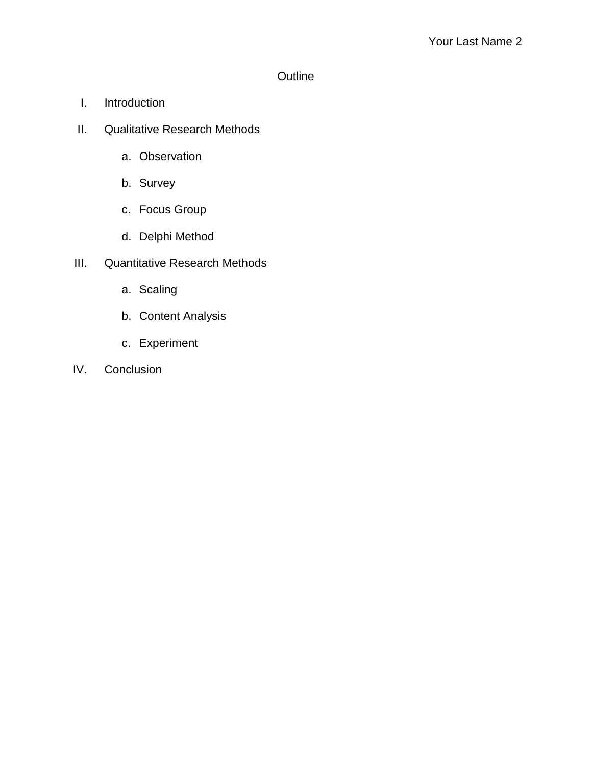# Outline

I. Introduction

II. Qualitative Research Methods

   a. Observation

   b. Survey

   c. Focus Group

   d. Delphi Method

III. Quantitative Research Methods

   a. Scaling

   b. Content Analysis

   c. Experiment

IV. Conclusion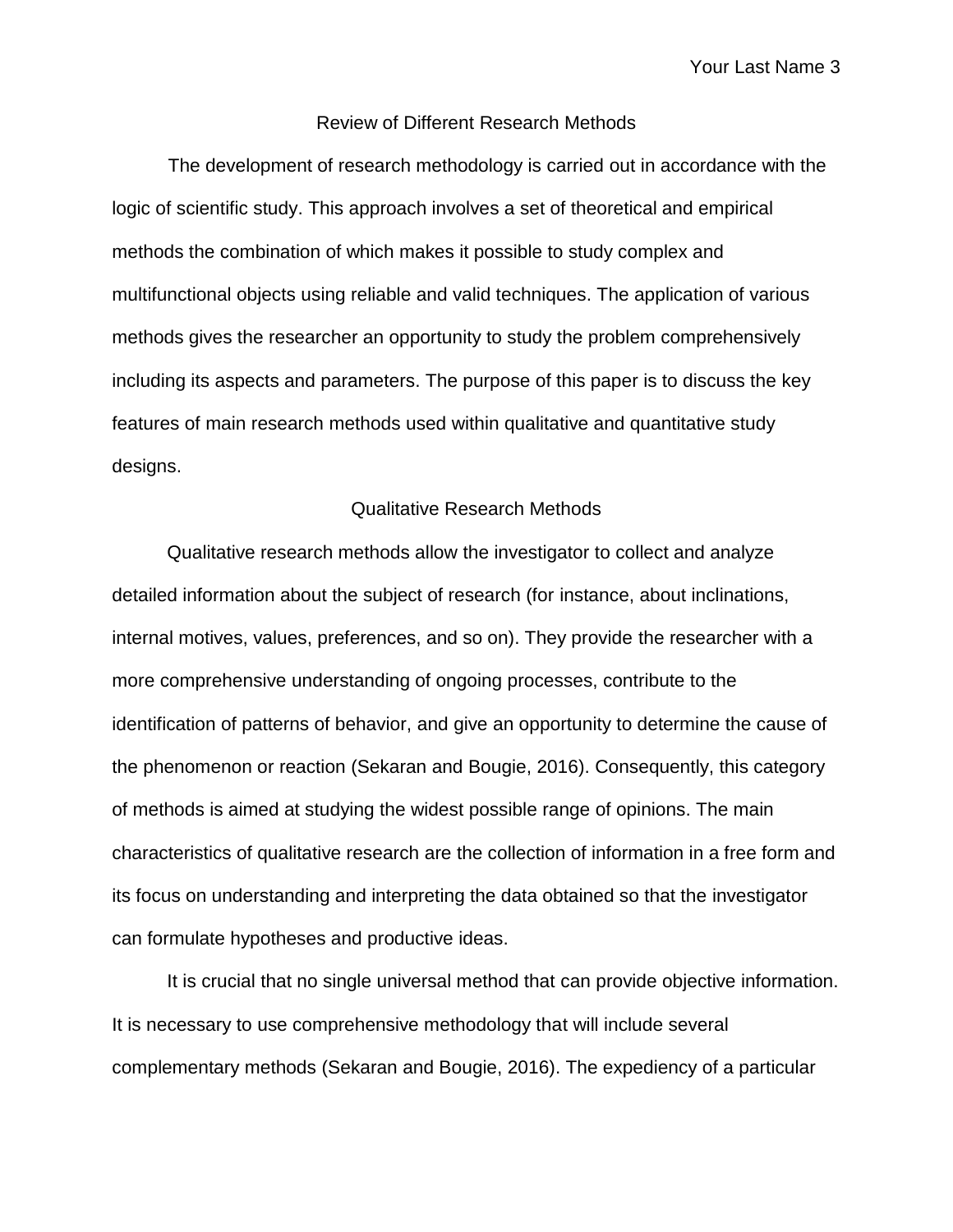# Review of Different Research Methods

The development of research methodology is carried out in accordance with the logic of scientific study. This approach involves a set of theoretical and empirical methods the combination of which makes it possible to study complex and multifunctional objects using reliable and valid techniques. The application of various methods gives the researcher an opportunity to study the problem comprehensively including its aspects and parameters. The purpose of this paper is to discuss the key features of main research methods used within qualitative and quantitative study designs.

## Qualitative Research Methods

Qualitative research methods allow the investigator to collect and analyze detailed information about the subject of research (for instance, about inclinations, internal motives, values, preferences, and so on). They provide the researcher with a more comprehensive understanding of ongoing processes, contribute to the identification of patterns of behavior, and give an opportunity to determine the cause of the phenomenon or reaction (Sekaran and Bougie, 2016). Consequently, this category of methods is aimed at studying the widest possible range of opinions. The main characteristics of qualitative research are the collection of information in a free form and its focus on understanding and interpreting the data obtained so that the investigator can formulate hypotheses and productive ideas.

It is crucial that no single universal method that can provide objective information. It is necessary to use comprehensive methodology that will include several complementary methods (Sekaran and Bougie, 2016). The expediency of a particular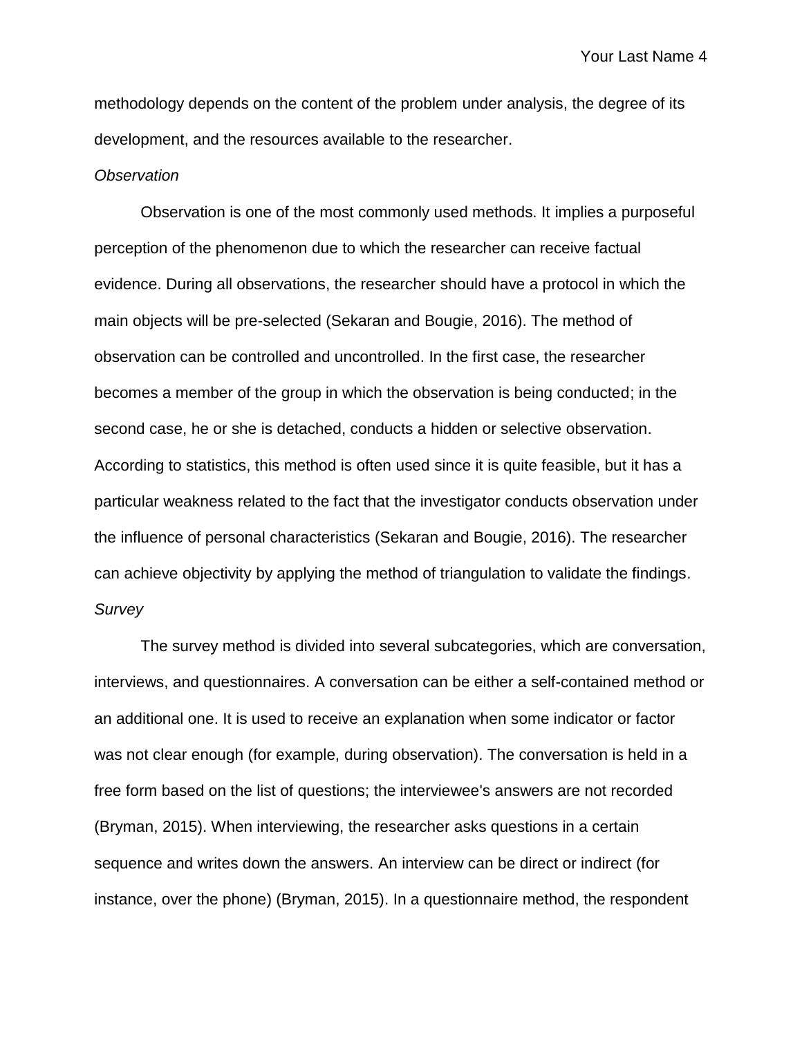methodology depends on the content of the problem under analysis, the degree of its development, and the resources available to the researcher.

*Observation*

Observation is one of the most commonly used methods. It implies a purposeful perception of the phenomenon due to which the researcher can receive factual evidence. During all observations, the researcher should have a protocol in which the main objects will be pre-selected (Sekaran and Bougie, 2016). The method of observation can be controlled and uncontrolled. In the first case, the researcher becomes a member of the group in which the observation is being conducted; in the second case, he or she is detached, conducts a hidden or selective observation. According to statistics, this method is often used since it is quite feasible, but it has a particular weakness related to the fact that the investigator conducts observation under the influence of personal characteristics (Sekaran and Bougie, 2016). The researcher can achieve objectivity by applying the method of triangulation to validate the findings.

*Survey*

The survey method is divided into several subcategories, which are conversation, interviews, and questionnaires. A conversation can be either a self-contained method or an additional one. It is used to receive an explanation when some indicator or factor was not clear enough (for example, during observation). The conversation is held in a free form based on the list of questions; the interviewee's answers are not recorded (Bryman, 2015). When interviewing, the researcher asks questions in a certain sequence and writes down the answers. An interview can be direct or indirect (for instance, over the phone) (Bryman, 2015). In a questionnaire method, the respondent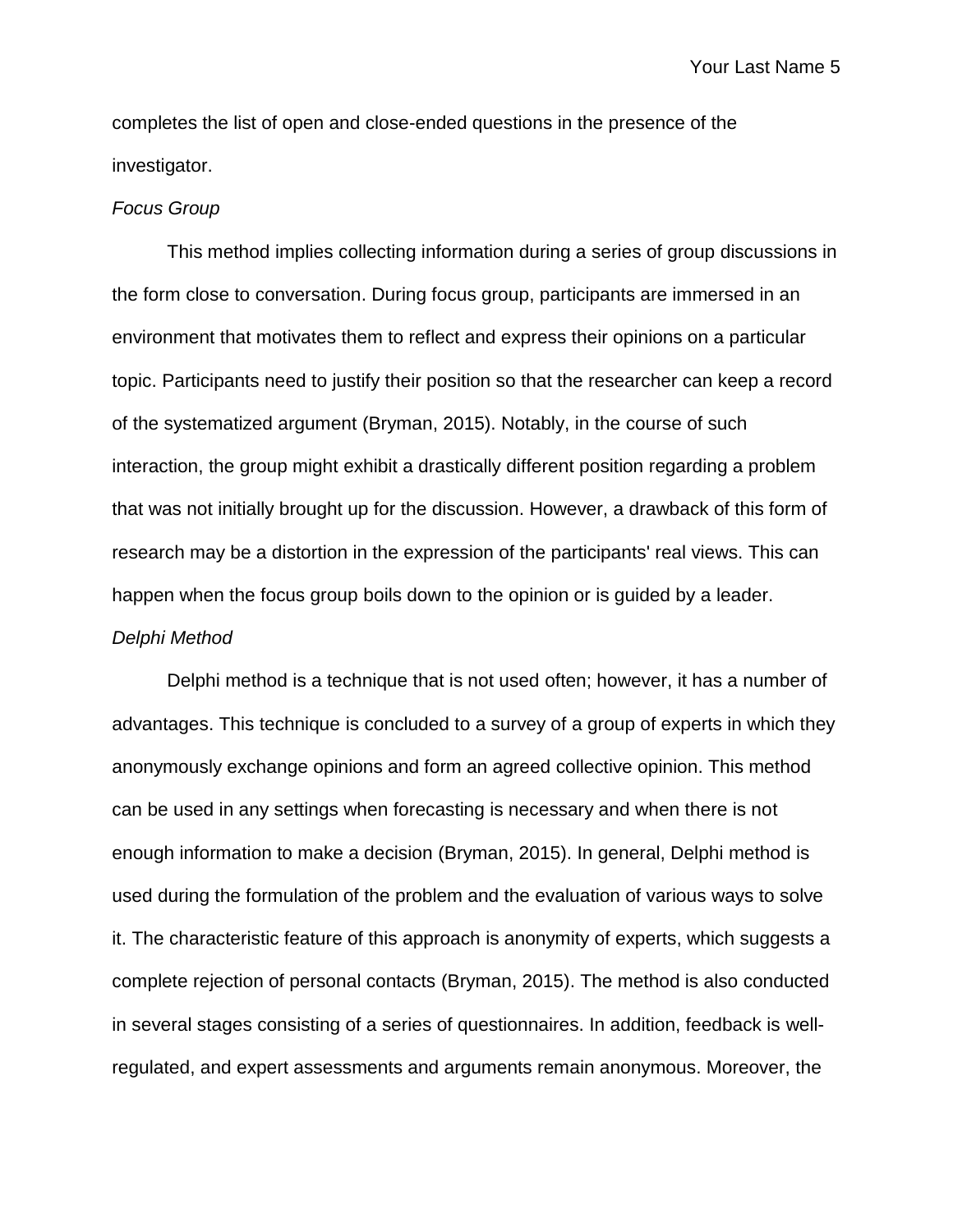completes the list of open and close-ended questions in the presence of the investigator.

*Focus Group*

This method implies collecting information during a series of group discussions in the form close to conversation. During focus group, participants are immersed in an environment that motivates them to reflect and express their opinions on a particular topic. Participants need to justify their position so that the researcher can keep a record of the systematized argument (Bryman, 2015). Notably, in the course of such interaction, the group might exhibit a drastically different position regarding a problem that was not initially brought up for the discussion. However, a drawback of this form of research may be a distortion in the expression of the participants' real views. This can happen when the focus group boils down to the opinion or is guided by a leader.

*Delphi Method*

Delphi method is a technique that is not used often; however, it has a number of advantages. This technique is concluded to a survey of a group of experts in which they anonymously exchange opinions and form an agreed collective opinion. This method can be used in any settings when forecasting is necessary and when there is not enough information to make a decision (Bryman, 2015). In general, Delphi method is used during the formulation of the problem and the evaluation of various ways to solve it. The characteristic feature of this approach is anonymity of experts, which suggests a complete rejection of personal contacts (Bryman, 2015). The method is also conducted in several stages consisting of a series of questionnaires. In addition, feedback is well-regulated, and expert assessments and arguments remain anonymous. Moreover, the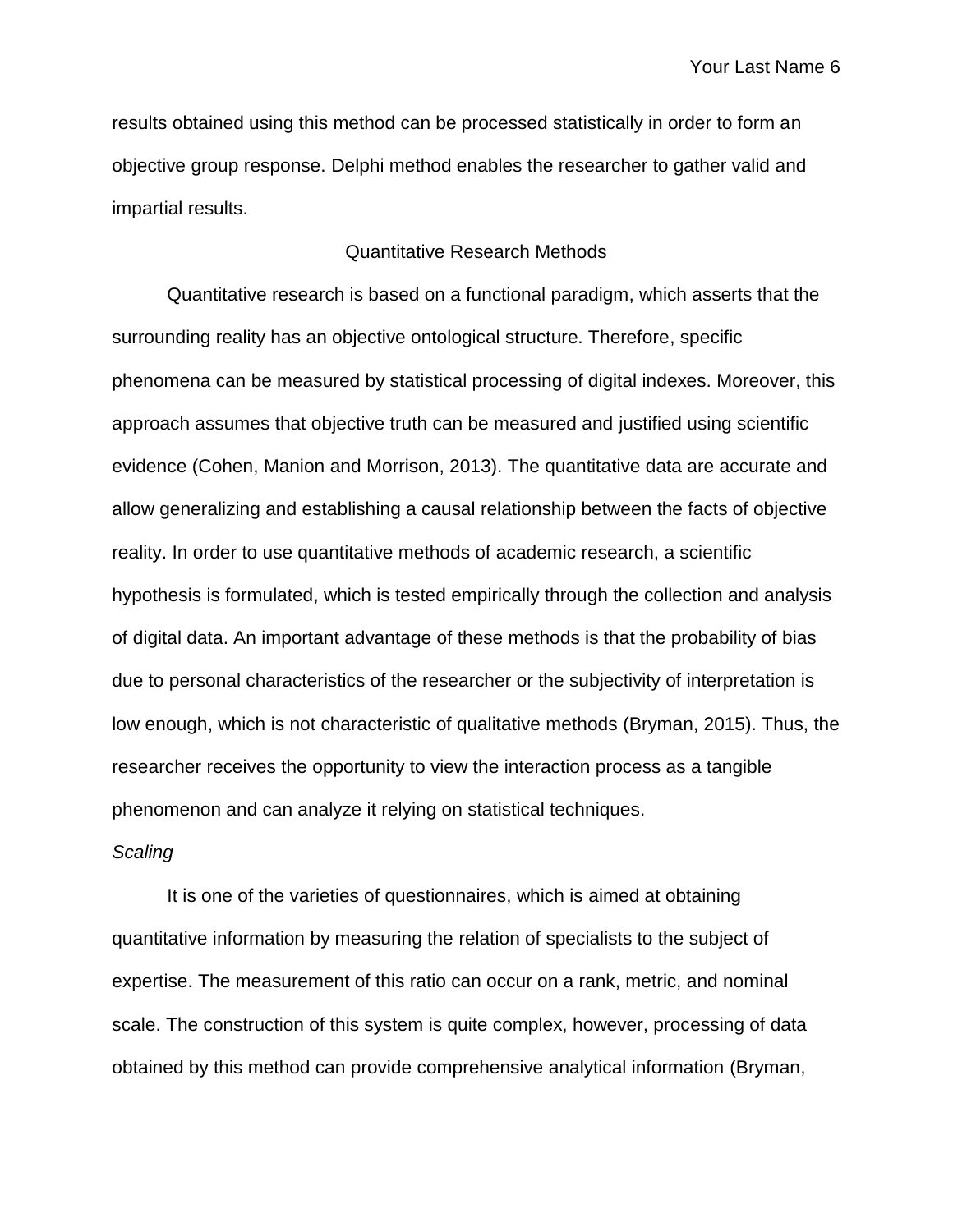results obtained using this method can be processed statistically in order to form an objective group response. Delphi method enables the researcher to gather valid and impartial results.

## Quantitative Research Methods

Quantitative research is based on a functional paradigm, which asserts that the surrounding reality has an objective ontological structure. Therefore, specific phenomena can be measured by statistical processing of digital indexes. Moreover, this approach assumes that objective truth can be measured and justified using scientific evidence (Cohen, Manion and Morrison, 2013). The quantitative data are accurate and allow generalizing and establishing a causal relationship between the facts of objective reality. In order to use quantitative methods of academic research, a scientific hypothesis is formulated, which is tested empirically through the collection and analysis of digital data. An important advantage of these methods is that the probability of bias due to personal characteristics of the researcher or the subjectivity of interpretation is low enough, which is not characteristic of qualitative methods (Bryman, 2015). Thus, the researcher receives the opportunity to view the interaction process as a tangible phenomenon and can analyze it relying on statistical techniques.

### *Scaling*

It is one of the varieties of questionnaires, which is aimed at obtaining quantitative information by measuring the relation of specialists to the subject of expertise. The measurement of this ratio can occur on a rank, metric, and nominal scale. The construction of this system is quite complex, however, processing of data obtained by this method can provide comprehensive analytical information (Bryman,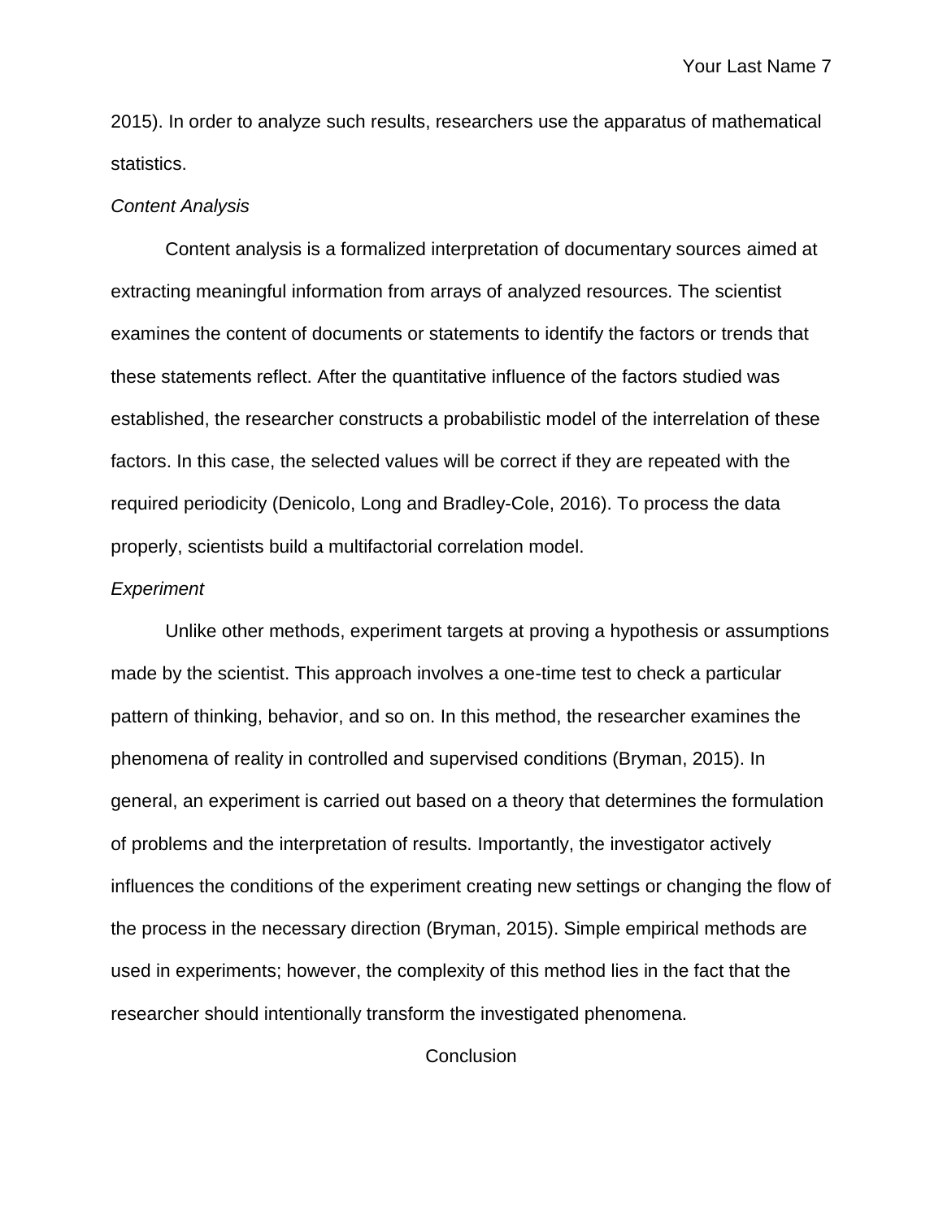2015). In order to analyze such results, researchers use the apparatus of mathematical statistics.

### *Content Analysis*

Content analysis is a formalized interpretation of documentary sources aimed at extracting meaningful information from arrays of analyzed resources. The scientist examines the content of documents or statements to identify the factors or trends that these statements reflect. After the quantitative influence of the factors studied was established, the researcher constructs a probabilistic model of the interrelation of these factors. In this case, the selected values will be correct if they are repeated with the required periodicity (Denicolo, Long and Bradley-Cole, 2016). To process the data properly, scientists build a multifactorial correlation model.

### *Experiment*

Unlike other methods, experiment targets at proving a hypothesis or assumptions made by the scientist. This approach involves a one-time test to check a particular pattern of thinking, behavior, and so on. In this method, the researcher examines the phenomena of reality in controlled and supervised conditions (Bryman, 2015). In general, an experiment is carried out based on a theory that determines the formulation of problems and the interpretation of results. Importantly, the investigator actively influences the conditions of the experiment creating new settings or changing the flow of the process in the necessary direction (Bryman, 2015). Simple empirical methods are used in experiments; however, the complexity of this method lies in the fact that the researcher should intentionally transform the investigated phenomena.

## Conclusion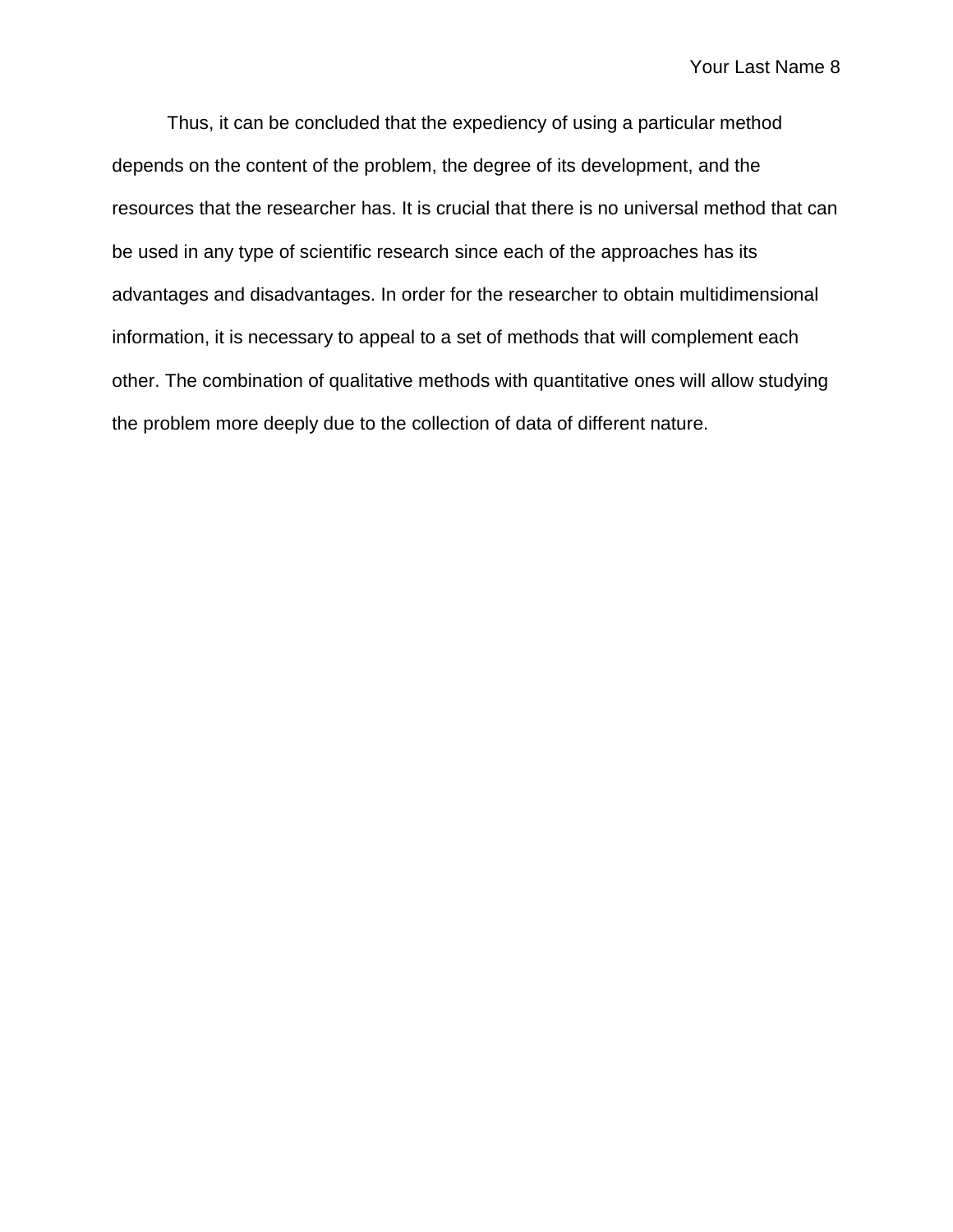Thus, it can be concluded that the expediency of using a particular method depends on the content of the problem, the degree of its development, and the resources that the researcher has. It is crucial that there is no universal method that can be used in any type of scientific research since each of the approaches has its advantages and disadvantages. In order for the researcher to obtain multidimensional information, it is necessary to appeal to a set of methods that will complement each other. The combination of qualitative methods with quantitative ones will allow studying the problem more deeply due to the collection of data of different nature.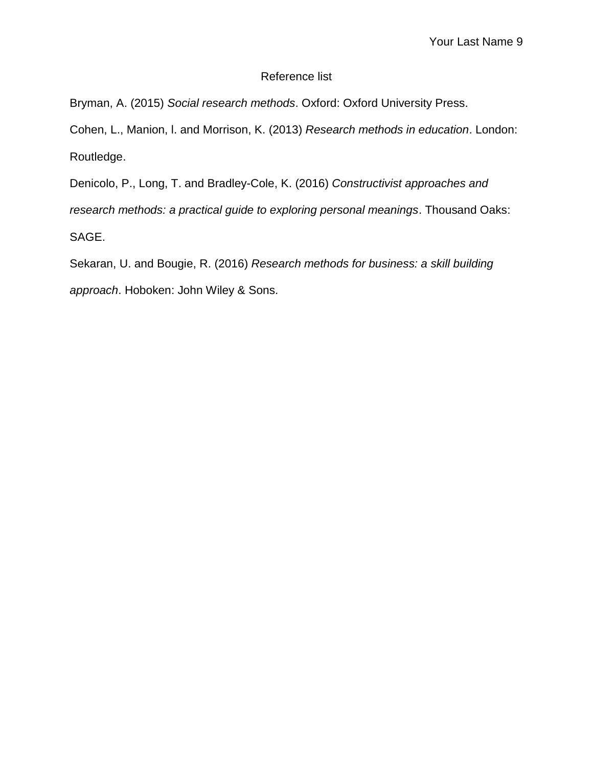# Reference list

Bryman, A. (2015) *Social research methods*. Oxford: Oxford University Press.

Cohen, L., Manion, l. and Morrison, K. (2013) *Research methods in education*. London: Routledge.

Denicolo, P., Long, T. and Bradley-Cole, K. (2016) *Constructivist approaches and research methods: a practical guide to exploring personal meanings*. Thousand Oaks: SAGE.

Sekaran, U. and Bougie, R. (2016) *Research methods for business: a skill building approach*. Hoboken: John Wiley & Sons.